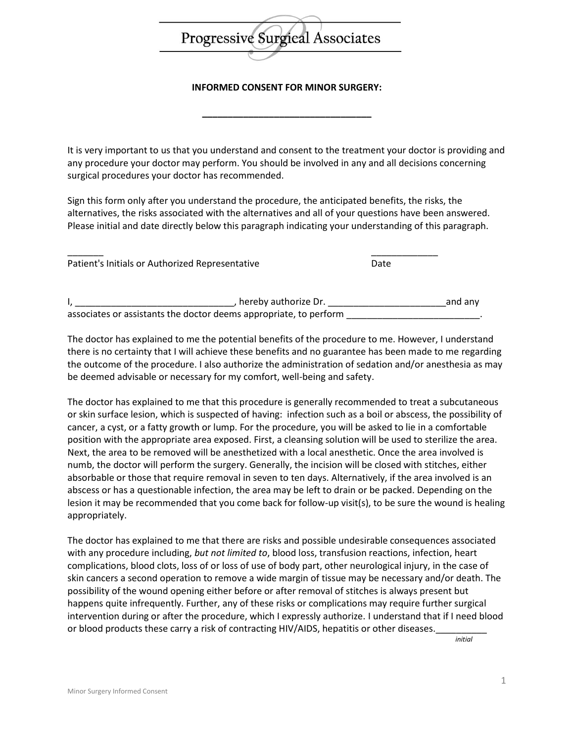Progressive Surgical Associates

**INFORMED CONSENT FOR MINOR SURGERY:**

**______________________________**

It is very important to us that you understand and consent to the treatment your doctor is providing and any procedure your doctor may perform. You should be involved in any and all decisions concerning surgical procedures your doctor has recommended.

Sign this form only after you understand the procedure, the anticipated benefits, the risks, the alternatives, the risks associated with the alternatives and all of your questions have been answered. Please initial and date directly below this paragraph indicating your understanding of this paragraph.

_______ _____________
Patient's Initials or Authorized Representative Date

I, ______________________________, hereby authorize Dr. _______________________and any associates or assistants the doctor deems appropriate, to perform __________________________.

The doctor has explained to me the potential benefits of the procedure to me. However, I understand there is no certainty that I will achieve these benefits and no guarantee has been made to me regarding the outcome of the procedure. I also authorize the administration of sedation and/or anesthesia as may be deemed advisable or necessary for my comfort, well-being and safety.

The doctor has explained to me that this procedure is generally recommended to treat a subcutaneous or skin surface lesion, which is suspected of having: infection such as a boil or abscess, the possibility of cancer, a cyst, or a fatty growth or lump. For the procedure, you will be asked to lie in a comfortable position with the appropriate area exposed. First, a cleansing solution will be used to sterilize the area. Next, the area to be removed will be anesthetized with a local anesthetic. Once the area involved is numb, the doctor will perform the surgery. Generally, the incision will be closed with stitches, either absorbable or those that require removal in seven to ten days. Alternatively, if the area involved is an abscess or has a questionable infection, the area may be left to drain or be packed. Depending on the lesion it may be recommended that you come back for follow-up visit(s), to be sure the wound is healing appropriately.

The doctor has explained to me that there are risks and possible undesirable consequences associated with any procedure including, *but not limited to*, blood loss, transfusion reactions, infection, heart complications, blood clots, loss of or loss of use of body part, other neurological injury, in the case of skin cancers a second operation to remove a wide margin of tissue may be necessary and/or death. The possibility of the wound opening either before or after removal of stitches is always present but happens quite infrequently. Further, any of these risks or complications may require further surgical intervention during or after the procedure, which I expressly authorize. I understand that if I need blood or blood products these carry a risk of contracting HIV/AIDS, hepatitis or other diseases.__________
*initial*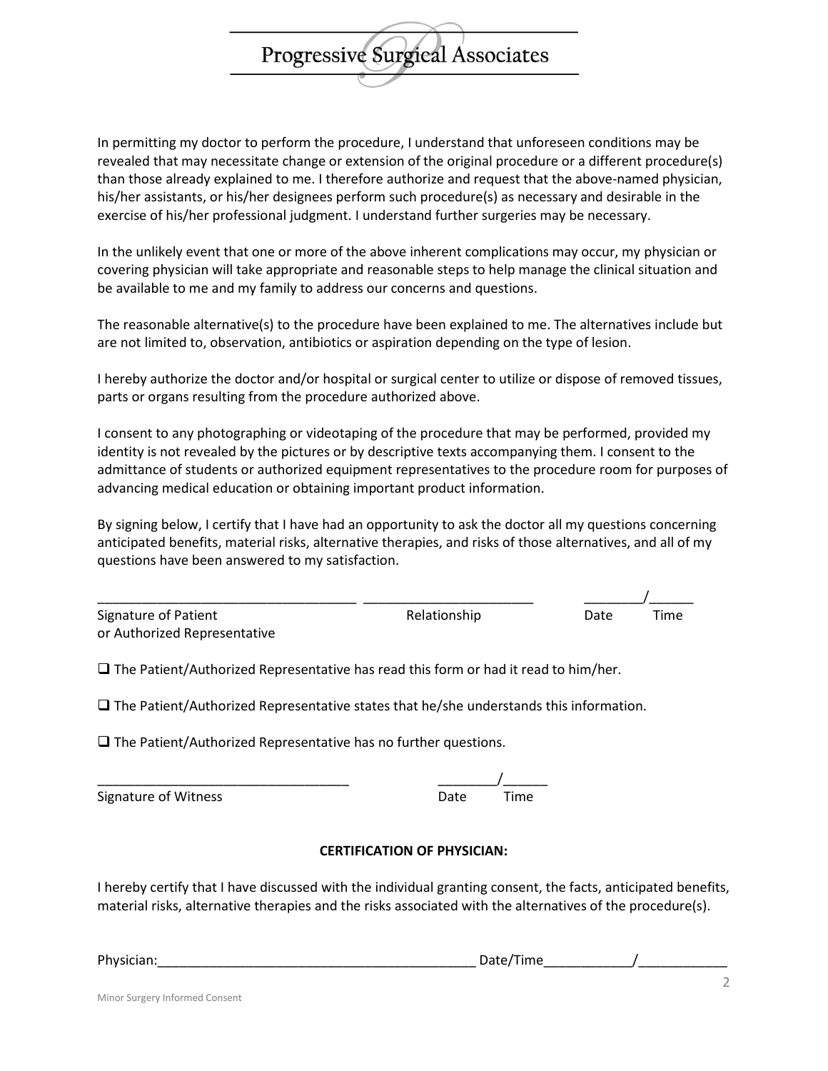In permitting my doctor to perform the procedure, I understand that unforeseen conditions may be revealed that may necessitate change or extension of the original procedure or a different procedure(s) than those already explained to me. I therefore authorize and request that the above-named physician, his/her assistants, or his/her designees perform such procedure(s) as necessary and desirable in the exercise of his/her professional judgment. I understand further surgeries may be necessary.

In the unlikely event that one or more of the above inherent complications may occur, my physician or covering physician will take appropriate and reasonable steps to help manage the clinical situation and be available to me and my family to address our concerns and questions.

The reasonable alternative(s) to the procedure have been explained to me. The alternatives include but are not limited to, observation, antibiotics or aspiration depending on the type of lesion.

I hereby authorize the doctor and/or hospital or surgical center to utilize or dispose of removed tissues, parts or organs resulting from the procedure authorized above.

I consent to any photographing or videotaping of the procedure that may be performed, provided my identity is not revealed by the pictures or by descriptive texts accompanying them. I consent to the admittance of students or authorized equipment representatives to the procedure room for purposes of advancing medical education or obtaining important product information.

By signing below, I certify that I have had an opportunity to ask the doctor all my questions concerning anticipated benefits, material risks, alternative therapies, and risks of those alternatives, and all of my questions have been answered to my satisfaction.

___________________________________ ______________________ ________/______

Signature of Patient or Authorized Representative — Relationship — Date / Time

☐ The Patient/Authorized Representative has read this form or had it read to him/her.

☐ The Patient/Authorized Representative states that he/she understands this information.

☐ The Patient/Authorized Representative has no further questions.

__________________________________ ________/______

Signature of Witness — Date / Time

**CERTIFICATION OF PHYSICIAN:**

I hereby certify that I have discussed with the individual granting consent, the facts, anticipated benefits, material risks, alternative therapies and the risks associated with the alternatives of the procedure(s).

Physician:___________________________________________ Date/Time____________/____________

Minor Surgery Informed Consent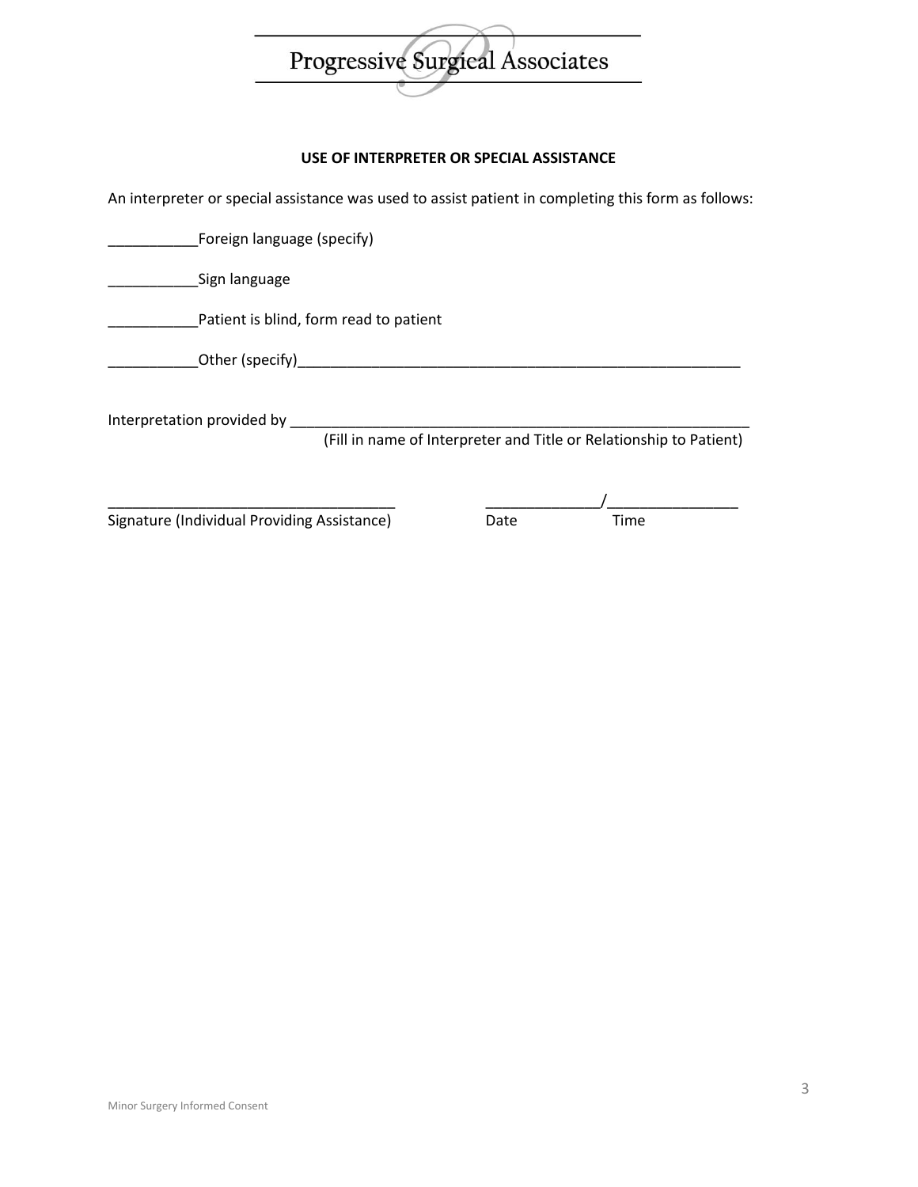Progressive Surgical Associates

## USE OF INTERPRETER OR SPECIAL ASSISTANCE

An interpreter or special assistance was used to assist patient in completing this form as follows:

___________Foreign language (specify)

___________Sign language

___________Patient is blind, form read to patient

___________Other (specify)_________________________________________________________

Interpretation provided by _________________________________________________________
(Fill in name of Interpreter and Title or Relationship to Patient)

___________________________________ ______________/________________
Signature (Individual Providing Assistance) Date Time

Minor Surgery Informed Consent